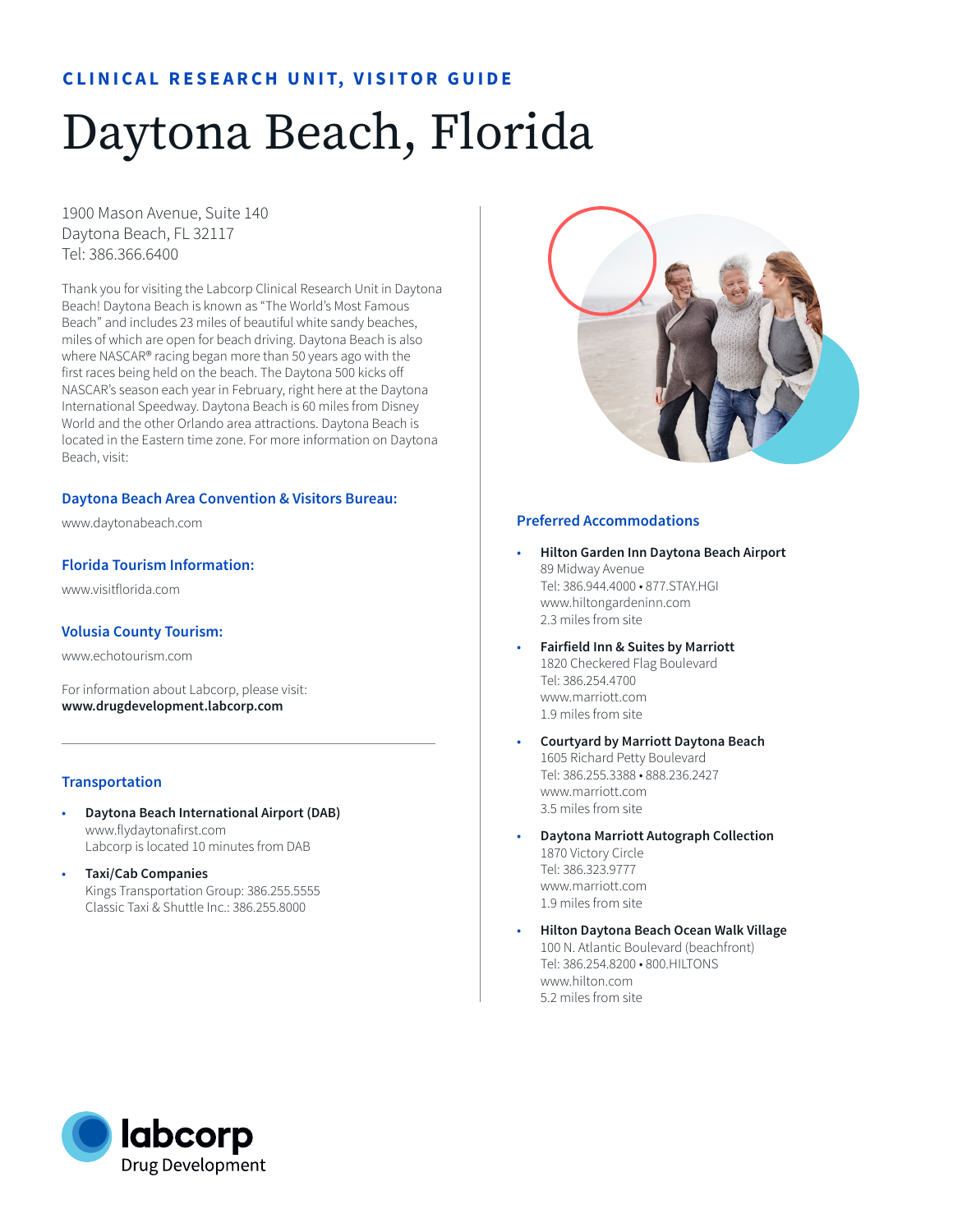**CLINICAL RESEARCH UNIT, VISITOR GUIDE**

# Daytona Beach, Florida

1900 Mason Avenue, Suite 140
Daytona Beach, FL 32117
Tel: 386.366.6400

Thank you for visiting the Labcorp Clinical Research Unit in Daytona Beach! Daytona Beach is known as "The World's Most Famous Beach" and includes 23 miles of beautiful white sandy beaches, miles of which are open for beach driving. Daytona Beach is also where NASCAR® racing began more than 50 years ago with the first races being held on the beach. The Daytona 500 kicks off NASCAR's season each year in February, right here at the Daytona International Speedway. Daytona Beach is 60 miles from Disney World and the other Orlando area attractions. Daytona Beach is located in the Eastern time zone. For more information on Daytona Beach, visit:

### Daytona Beach Area Convention & Visitors Bureau:

www.daytonabeach.com

### Florida Tourism Information:

www.visitflorida.com

### Volusia County Tourism:

www.echotourism.com

For information about Labcorp, please visit:
**www.drugdevelopment.labcorp.com**

---

### Transportation

- **Daytona Beach International Airport (DAB)**
  www.flydaytonafirst.com
  Labcorp is located 10 minutes from DAB
- **Taxi/Cab Companies**
  Kings Transportation Group: 386.255.5555
  Classic Taxi & Shuttle Inc.: 386.255.8000

### Preferred Accommodations

- **Hilton Garden Inn Daytona Beach Airport**
  89 Midway Avenue
  Tel: 386.944.4000 • 877.STAY.HGI
  www.hiltongardeninn.com
  2.3 miles from site
- **Fairfield Inn & Suites by Marriott**
  1820 Checkered Flag Boulevard
  Tel: 386.254.4700
  www.marriott.com
  1.9 miles from site
- **Courtyard by Marriott Daytona Beach**
  1605 Richard Petty Boulevard
  Tel: 386.255.3388 • 888.236.2427
  www.marriott.com
  3.5 miles from site
- **Daytona Marriott Autograph Collection**
  1870 Victory Circle
  Tel: 386.323.9777
  www.marriott.com
  1.9 miles from site
- **Hilton Daytona Beach Ocean Walk Village**
  100 N. Atlantic Boulevard (beachfront)
  Tel: 386.254.8200 • 800.HILTONS
  www.hilton.com
  5.2 miles from site

labcorp
Drug Development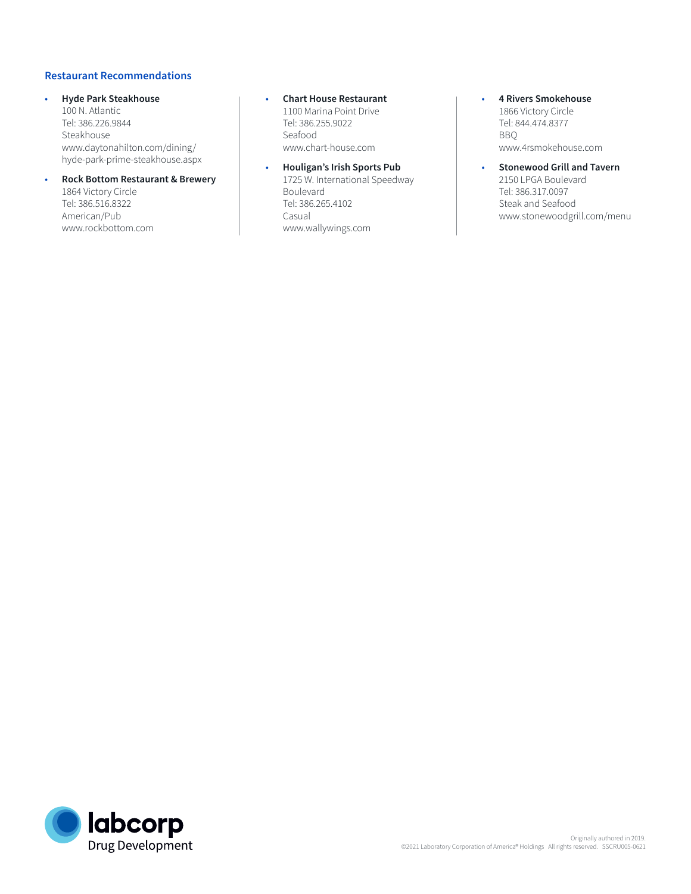## Restaurant Recommendations

- **Hyde Park Steakhouse**
  100 N. Atlantic
  Tel: 386.226.9844
  Steakhouse
  www.daytonahilton.com/dining/hyde-park-prime-steakhouse.aspx
- **Rock Bottom Restaurant & Brewery**
  1864 Victory Circle
  Tel: 386.516.8322
  American/Pub
  www.rockbottom.com
- **Chart House Restaurant**
  1100 Marina Point Drive
  Tel: 386.255.9022
  Seafood
  www.chart-house.com
- **Houligan's Irish Sports Pub**
  1725 W. International Speedway Boulevard
  Tel: 386.265.4102
  Casual
  www.wallywings.com
- **4 Rivers Smokehouse**
  1866 Victory Circle
  Tel: 844.474.8377
  BBQ
  www.4rsmokehouse.com
- **Stonewood Grill and Tavern**
  2150 LPGA Boulevard
  Tel: 386.317.0097
  Steak and Seafood
  www.stonewoodgrill.com/menu

labcorp Drug Development

Originally authored in 2019.
©2021 Laboratory Corporation of America® Holdings All rights reserved. SSCRU005-0621